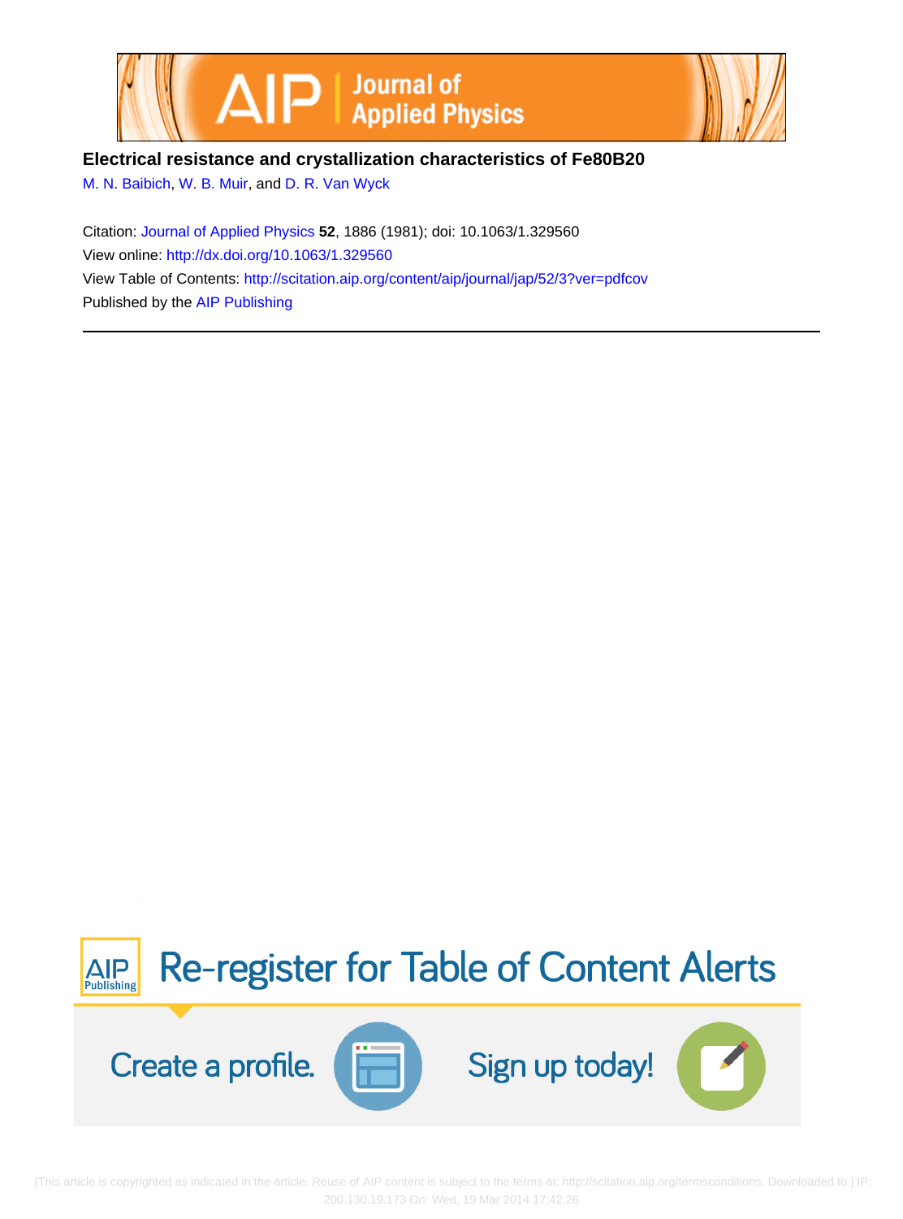**Electrical resistance and crystallization characteristics of Fe80B20**

M. N. Baibich, W. B. Muir, and D. R. Van Wyck

Citation: Journal of Applied Physics **52**, 1886 (1981); doi: 10.1063/1.329560

View online: http://dx.doi.org/10.1063/1.329560

View Table of Contents: http://scitation.aip.org/content/aip/journal/jap/52/3?ver=pdfcov

Published by the AIP Publishing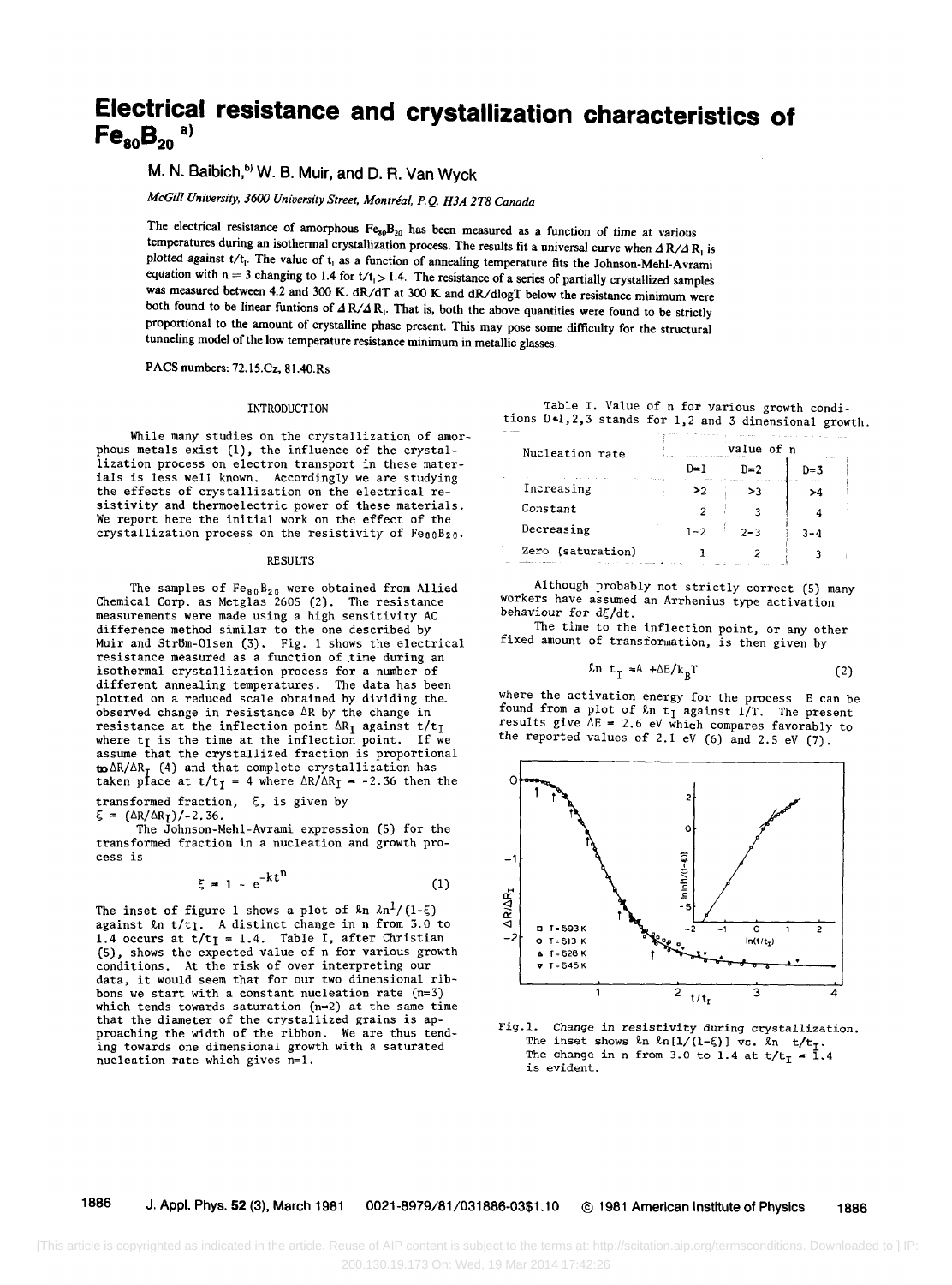# Electrical resistance and crystallization characteristics of $Fe_{80}B_{20}$ [a)]

M. N. Baibich,[b)] W. B. Muir, and D. R. Van Wyck

*McGill University, 3600 University Street, Montréal, P.Q. H3A 2T8 Canada*

The electrical resistance of amorphous $Fe_{80}B_{20}$ has been measured as a function of time at various temperatures during an isothermal crystallization process. The results fit a universal curve when $\Delta R/\Delta R_I$ is plotted against $t/t_I$. The value of $t_I$ as a function of annealing temperature fits the Johnson-Mehl-Avrami equation with $n = 3$ changing to 1.4 for $t/t_I > 1.4$. The resistance of a series of partially crystallized samples was measured between 4.2 and 300 K. dR/dT at 300 K and dR/dlogT below the resistance minimum were both found to be linear funtions of $\Delta R/\Delta R_I$. That is, both the above quantities were found to be strictly proportional to the amount of crystalline phase present. This may pose some difficulty for the structural tunneling model of the low temperature resistance minimum in metallic glasses.

PACS numbers: 72.15.Cz, 81.40.Rs

## INTRODUCTION

While many studies on the crystallization of amorphous metals exist (1), the influence of the crystallization process on electron transport in these materials is less well known. Accordingly we are studying the effects of crystallization on the electrical resistivity and thermoelectric power of these materials. We report here the initial work on the effect of the crystallization process on the resistivity of $Fe_{80}B_{20}$.

## RESULTS

The samples of $Fe_{80}B_{20}$ were obtained from Allied Chemical Corp. as Metglas 2605 (2). The resistance measurements were made using a high sensitivity AC difference method similar to the one described by Muir and Strõm-Olsen (3). Fig. 1 shows the electrical resistance measured as a function of time during an isothermal crystallization process for a number of different annealing temperatures. The data has been plotted on a reduced scale obtained by dividing the observed change in resistance $\Delta R$ by the change in resistance at the inflection point $\Delta R_I$ against $t/t_I$ where $t_I$ is the time at the inflection point. If we assume that the crystallized fraction is proportional to $\Delta R/\Delta R_I$ (4) and that complete crystallization has taken place at $t/t_I = 4$ where $\Delta R/\Delta R_I = -2.36$ then the transformed fraction, $\xi$, is given by $\xi = (\Delta R/\Delta R_I)/-2.36$.

The Johnson-Mehl-Avrami expression (5) for the transformed fraction in a nucleation and growth process is

$$\xi = 1 - e^{-kt^n} \tag{1}$$

The inset of figure 1 shows a plot of $\ell n\, \ell n 1/(1-\xi)$ against $\ell n\, t/t_I$. A distinct change in n from 3.0 to 1.4 occurs at $t/t_I = 1.4$. Table I, after Christian (5), shows the expected value of n for various growth conditions. At the risk of over interpreting our data, it would seem that for our two dimensional ribbons we start with a constant nucleation rate (n=3) which tends towards saturation (n=2) at the same time that the diameter of the crystallized grains is approaching the width of the ribbon. We are thus tending towards one dimensional growth with a saturated nucleation rate which gives n=1.

Table I. Value of n for various growth conditions D=1,2,3 stands for 1,2 and 3 dimensional growth.

| Nucleation rate | value of n | | |
|---|---|---|---|
| | D=1 | D=2 | D=3 |
| Increasing | >2 | >3 | >4 |
| Constant | 2 | 3 | 4 |
| Decreasing | 1–2 | 2–3 | 3–4 |
| Zero (saturation) | 1 | 2 | 3 |

Although probably not strictly correct (5) many workers have assumed an Arrhenius type activation behaviour for $d\xi/dt$.

The time to the inflection point, or any other fixed amount of transformation, is then given by

$$\ell n\; t_I = A + \Delta E/k_B T \tag{2}$$

where the activation energy for the process E can be found from a plot of $\ell n\; t_I$ against $1/T$. The present results give $\Delta E = 2.6$ eV which compares favorably to the reported values of 2.1 eV (6) and 2.5 eV (7).

Fig.1. Change in resistivity during crystallization. The inset shows $\ell n\, \ell n[1/(1-\xi)]$ vs. $\ell n\; t/t_I$. The change in n from 3.0 to 1.4 at $t/t_I = 1.4$ is evident.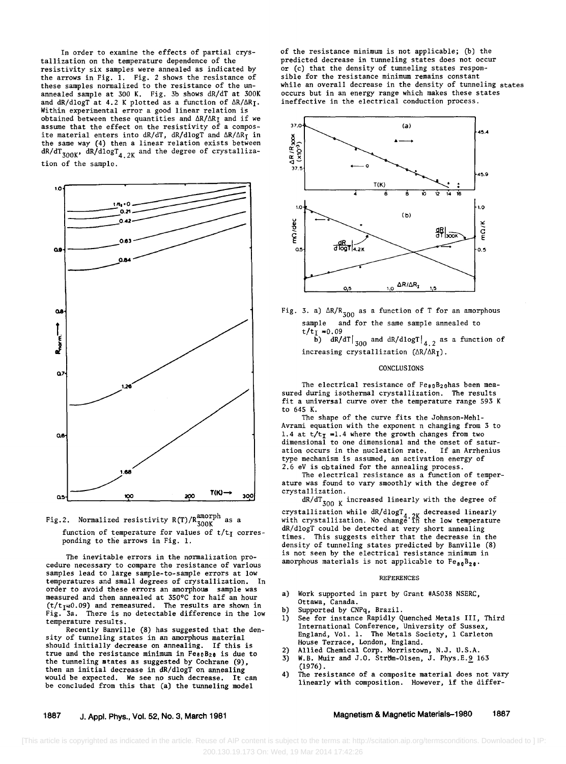In order to examine the effects of partial crystallization on the temperature dependence of the resistivity six samples were annealed as indicated by the arrows in Fig. 1. Fig. 2 shows the resistance of these samples normalized to the resistance of the unannealed sample at 300 K. Fig. 3b shows dR/dT at 300K and dR/dlogT at 4.2 K plotted as a function of $\Delta R/\Delta R_I$. Within experimental error a good linear relation is obtained between these quantities and $\Delta R/\Delta R_I$ and if we assume that the effect on the resistivity of a composite material enters into dR/dT, dR/dlogT and $\Delta R/\Delta R_I$ in the same way (4) then a linear relation exists between $dR/dT_{300K}$, $dR/d\log T_{4.2K}$ and the degree of crystallization of the sample.

Fig.2. Normalized resistivity $R(T)/R_{300K}^{amorph}$ as a function of temperature for values of $t/t_I$ corresponding to the arrows in Fig. 1.

The inevitable errors in the normalization procedure necessary to compare the resistance of various samples lead to large sample-to-sample errors at low temperatures and small degrees of crystallization. In order to avoid these errors an amorphous sample was measured and then annealed at 350°C for half an hour ($t/t_I \simeq 0.09$) and remeasured. The results are shown in Fig. 3a. There is no detectable difference in the low temperature results.

Recently Banville (8) has suggested that the density of tunneling states in an amorphous material should initially decrease on annealing. If this is true and the resistance minimum in $Fe_{80}B_{20}$ is due to the tunneling states as suggested by Cochrane (9), then an initial decrease in dR/dlogT on annealing would be expected. We see no such decrease. It can be concluded from this that (a) the tunneling model of the resistance minimum is not applicable; (b) the predicted decrease in tunneling states does not occur or (c) that the density of tunneling states responsible for the resistance minimum remains constant while an overall decrease in the density of tunneling states occurs but in an energy range which makes these states ineffective in the electrical conduction process.

Fig. 3. a) $\Delta R/R_{300}$ as a function of T for an amorphous sample and for the same sample annealed to $t/t_I = 0.09$
b) $dR/dT|_{300}$ and $dR/d\log T|_{4.2}$ as a function of increasing crystallization ($\Delta R/\Delta R_I$).

## CONCLUSIONS

The electrical resistance of $Fe_{80}B_{20}$ has been measured during isothermal crystallization. The results fit a universal curve over the temperature range 593 K to 645 K.

The shape of the curve fits the Johnson-Mehl-Avrami equation with the exponent n changing from 3 to 1.4 at $t/t_I = 1.4$ where the growth changes from two dimensional to one dimensional and the onset of saturation occurs in the nucleation rate. If an Arrhenius type mechanism is assumed, an activation energy of 2.6 eV is obtained for the annealing process.

The electrical resistance as a function of temperature was found to vary smoothly with the degree of crystallization.

$dR/dT_{300\,K}$ increased linearly with the degree of crystallization while $dR/d\log T_{4.2K}$ decreased linearly with crystallization. No change in the low temperature dR/dlogT could be detected at very short annealing times. This suggests either that the decrease in the density of tunneling states predicted by Banville (8) is not seen by the electrical resistance minimum in amorphous materials is not applicable to $Fe_{80}B_{20}$.

## REFERENCES

a) Work supported in part by Grant #A5038 NSERC, Ottawa, Canada.
b) Supported by CNPq, Brazil.
1) See for instance Rapidly Quenched Metals III, Third International Conference, University of Sussex, England, Vol. 1. The Metals Society, 1 Carleton House Terrace, London, England.
2) Allied Chemical Corp. Morristown, N.J. U.S.A.
3) W.B. Muir and J.O. Ström-Olsen, J. Phys.E.9 163 (1976).
4) The resistance of a composite material does not vary linearly with composition. However, if the differ-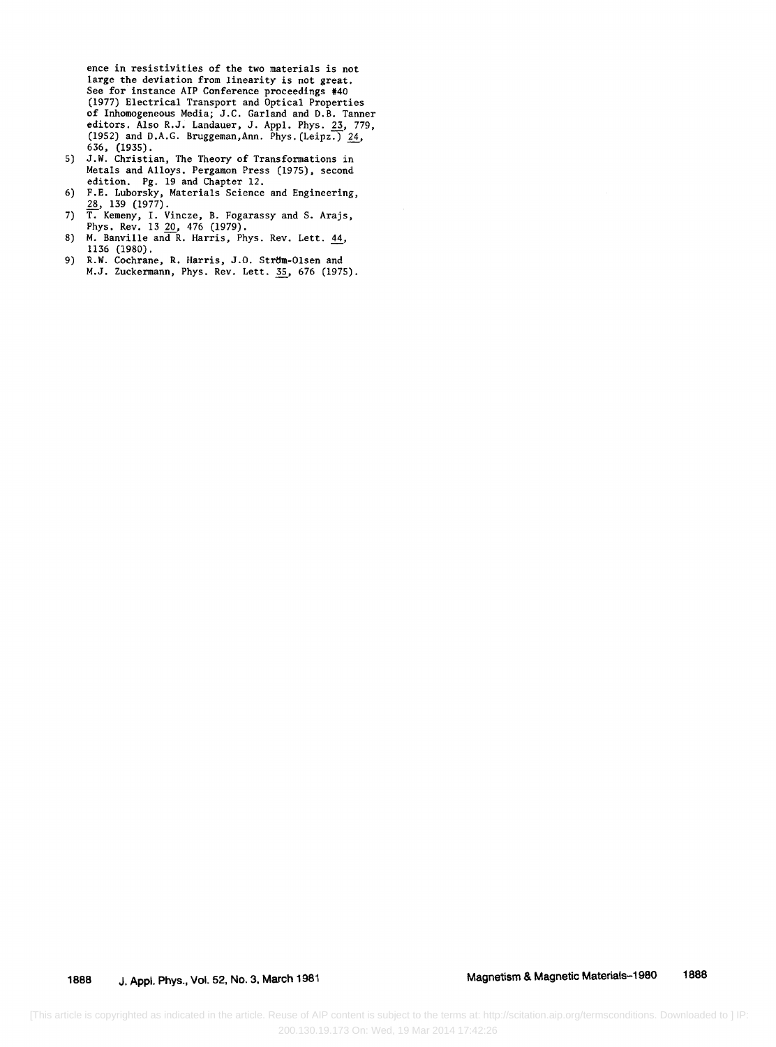ence in resistivities of the two materials is not large the deviation from linearity is not great. See for instance AIP Conference proceedings #40 (1977) Electrical Transport and Optical Properties of Inhomogeneous Media; J.C. Garland and D.B. Tanner editors. Also R.J. Landauer, J. Appl. Phys. 23, 779, (1952) and D.A.G. Bruggeman, Ann. Phys. (Leipz.) 24, 636, (1935).

5) J.W. Christian, The Theory of Transformations in Metals and Alloys. Pergamon Press (1975), second edition. Pg. 19 and Chapter 12.
6) F.E. Luborsky, Materials Science and Engineering, 28, 139 (1977).
7) T. Kemeny, I. Vincze, B. Fogarassy and S. Arajs, Phys. Rev. 13 20, 476 (1979).
8) M. Banville and R. Harris, Phys. Rev. Lett. 44, 1136 (1980).
9) R.W. Cochrane, R. Harris, J.O. Ström-Olsen and M.J. Zuckermann, Phys. Rev. Lett. 35, 676 (1975).